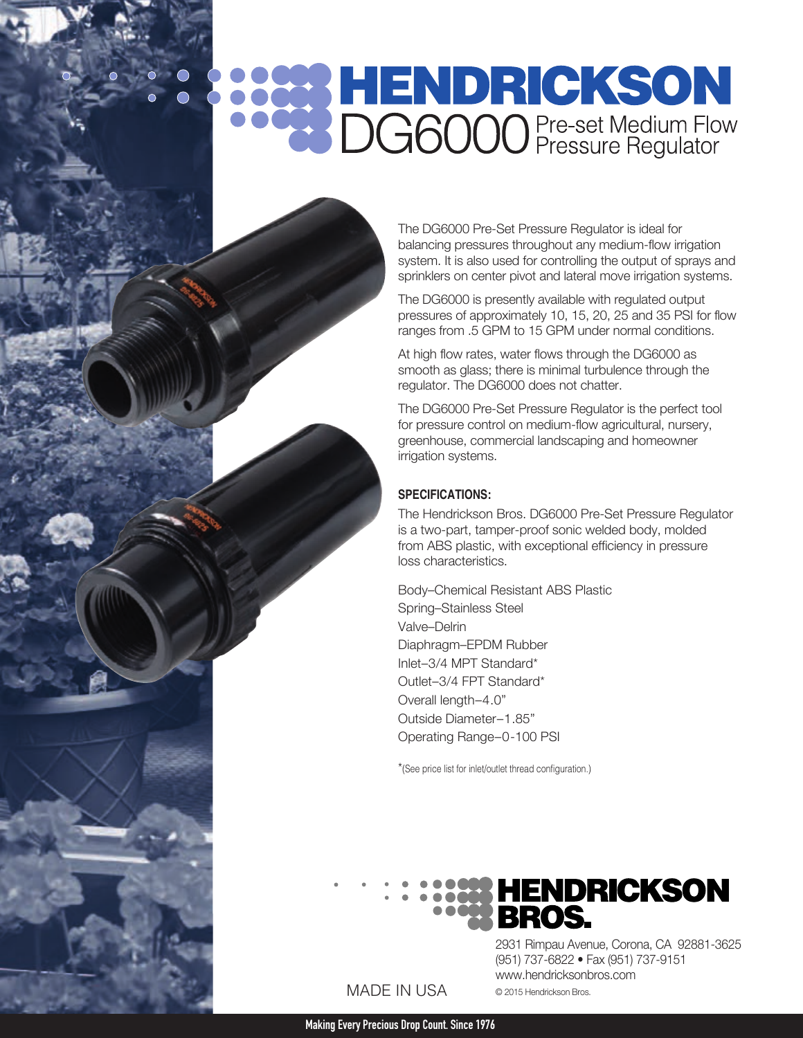# HENDRICKSON

## DG6000 Pre-set Medium Flow Pressure Regulator

The DG6000 Pre-Set Pressure Regulator is ideal for balancing pressures throughout any medium-flow irrigation system. It is also used for controlling the output of sprays and sprinklers on center pivot and lateral move irrigation systems.

The DG6000 is presently available with regulated output pressures of approximately 10, 15, 20, 25 and 35 PSI for flow ranges from .5 GPM to 15 GPM under normal conditions.

At high flow rates, water flows through the DG6000 as smooth as glass; there is minimal turbulence through the regulator. The DG6000 does not chatter.

The DG6000 Pre-Set Pressure Regulator is the perfect tool for pressure control on medium-flow agricultural, nursery, greenhouse, commercial landscaping and homeowner irrigation systems.

**SPECIFICATIONS:**

The Hendrickson Bros. DG6000 Pre-Set Pressure Regulator is a two-part, tamper-proof sonic welded body, molded from ABS plastic, with exceptional efficiency in pressure loss characteristics.

Body–Chemical Resistant ABS Plastic
Spring–Stainless Steel
Valve–Delrin
Diaphragm–EPDM Rubber
Inlet–3/4 MPT Standard*
Outlet–3/4 FPT Standard*
Overall length–4.0"
Outside Diameter–1.85"
Operating Range–0-100 PSI

*(See price list for inlet/outlet thread configuration.)

**HENDRICKSON BROS.**

2931 Rimpau Avenue, Corona, CA 92881-3625
(951) 737-6822 • Fax (951) 737-9151
www.hendricksonbros.com

MADE IN USA

© 2015 Hendrickson Bros.

Making Every Precious Drop Count. Since 1976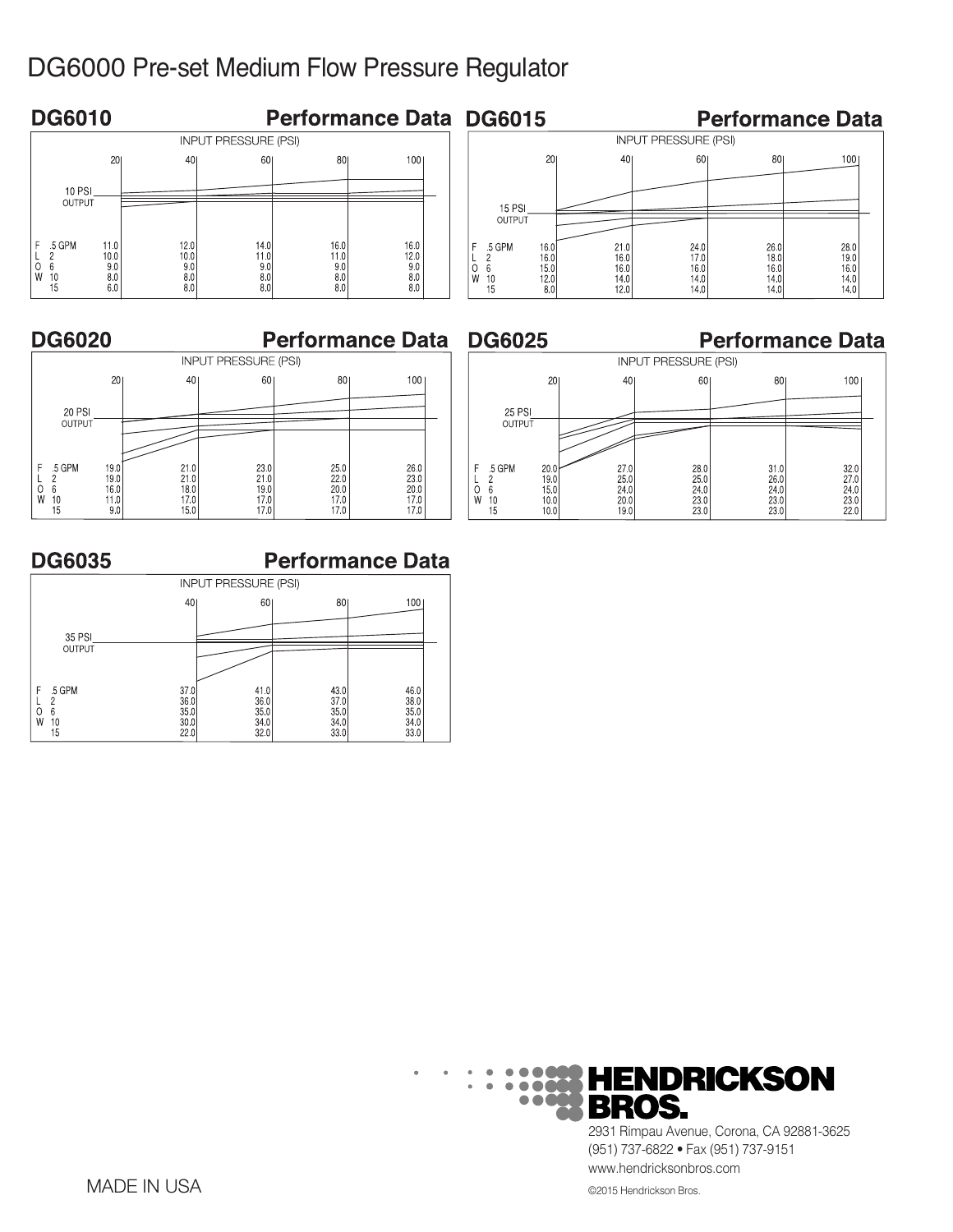# DG6000 Pre-set Medium Flow Pressure Regulator

## DG6010 Performance Data

INPUT PRESSURE (PSI)

20 40 60 80 100

10 PSI OUTPUT

FLOW

.5 GPM 11.0 12.0 14.0 16.0 16.0

2 10.0 10.0 11.0 11.0 12.0

6 9.0 9.0 9.0 9.0 9.0

10 8.0 8.0 8.0 8.0 8.0

15 6.0 8.0 8.0 8.0 8.0

## DG6015 Performance Data

INPUT PRESSURE (PSI)

20 40 60 80 100

15 PSI OUTPUT

FLOW

.5 GPM 16.0 21.0 24.0 26.0 28.0

2 16.0 16.0 17.0 18.0 19.0

6 15.0 16.0 16.0 16.0 16.0

10 12.0 14.0 14.0 14.0 14.0

15 8.0 12.0 14.0 14.0 14.0

## DG6020 Performance Data

INPUT PRESSURE (PSI)

20 40 60 80 100

20 PSI OUTPUT

FLOW

.5 GPM 19.0 21.0 23.0 25.0 26.0

2 19.0 21.0 21.0 22.0 23.0

6 16.0 18.0 19.0 20.0 20.0

10 11.0 17.0 17.0 17.0 17.0

15 9.0 15.0 17.0 17.0 17.0

## DG6025 Performance Data

INPUT PRESSURE (PSI)

20 40 60 80 100

25 PSI OUTPUT

FLOW

.5 GPM 20.0 27.0 28.0 31.0 32.0

2 19.0 25.0 25.0 26.0 27.0

6 15.0 24.0 24.0 24.0 24.0

10 10.0 20.0 23.0 23.0 23.0

15 10.0 19.0 23.0 23.0 22.0

## DG6035 Performance Data

INPUT PRESSURE (PSI)

40 60 80 100

35 PSI OUTPUT

FLOW

.5 GPM 37.0 41.0 43.0 46.0

2 36.0 36.0 37.0 38.0

6 35.0 35.0 35.0 35.0

10 30.0 34.0 34.0 34.0

15 22.0 32.0 33.0 33.0

**HENDRICKSON BROS.**

2931 Rimpau Avenue, Corona, CA 92881-3625

(951) 737-6822 • Fax (951) 737-9151

www.hendricksonbros.com

©2015 Hendrickson Bros.

MADE IN USA